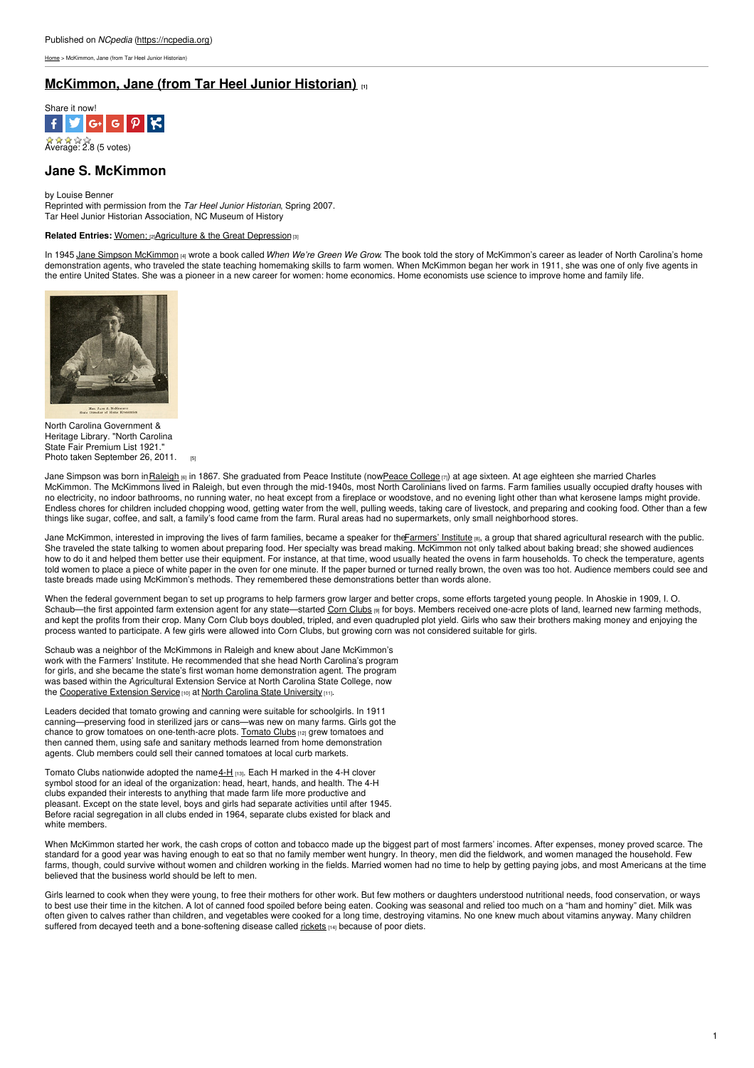Published on *NCpedia* (https://ncpedia.org)

Home > McKimmon, Jane (from Tar Heel Junior Historian)

# McKimmon, Jane (from Tar Heel Junior Historian) [1]

Share it now!

Average: 2.8 (5 votes)

## Jane S. McKimmon

by Louise Benner
Reprinted with permission from the *Tar Heel Junior Historian*, Spring 2007.
Tar Heel Junior Historian Association, NC Museum of History

**Related Entries:** Women; [2] Agriculture & the Great Depression [3]

In 1945 Jane Simpson McKimmon [4] wrote a book called *When We're Green We Grow*. The book told the story of McKimmon's career as leader of North Carolina's home demonstration agents, who traveled the state teaching homemaking skills to farm women. When McKimmon began her work in 1911, she was one of only five agents in the entire United States. She was a pioneer in a new career for women: home economics. Home economists use science to improve home and family life.

North Carolina Government & Heritage Library. "North Carolina State Fair Premium List 1921." Photo taken September 26, 2011. [5]

Jane Simpson was born in Raleigh [6] in 1867. She graduated from Peace Institute (now Peace College [7]) at age sixteen. At age eighteen she married Charles McKimmon. The McKimmons lived in Raleigh, but even through the mid-1940s, most North Carolinians lived on farms. Farm families usually occupied drafty houses with no electricity, no indoor bathrooms, no running water, no heat except from a fireplace or woodstove, and no evening light other than what kerosene lamps might provide. Endless chores for children included chopping wood, getting water from the well, pulling weeds, taking care of livestock, and preparing and cooking food. Other than a few things like sugar, coffee, and salt, a family's food came from the farm. Rural areas had no supermarkets, only small neighborhood stores.

Jane McKimmon, interested in improving the lives of farm families, became a speaker for the Farmers' Institute [8], a group that shared agricultural research with the public. She traveled the state talking to women about preparing food. Her specialty was bread making. McKimmon not only talked about baking bread; she showed audiences how to do it and helped them better use their equipment. For instance, at that time, wood usually heated the ovens in farm households. To check the temperature, agents told women to place a piece of white paper in the oven for one minute. If the paper burned or turned really brown, the oven was too hot. Audience members could see and taste breads made using McKimmon's methods. They remembered these demonstrations better than words alone.

When the federal government began to set up programs to help farmers grow larger and better crops, some efforts targeted young people. In Ahoskie in 1909, I. O. Schaub—the first appointed farm extension agent for any state—started Corn Clubs [9] for boys. Members received one-acre plots of land, learned new farming methods, and kept the profits from their crop. Many Corn Club boys doubled, tripled, and even quadrupled plot yield. Girls who saw their brothers making money and enjoying the process wanted to participate. A few girls were allowed into Corn Clubs, but growing corn was not considered suitable for girls.

Schaub was a neighbor of the McKimmons in Raleigh and knew about Jane McKimmon's work with the Farmers' Institute. He recommended that she head North Carolina's program for girls, and she became the state's first woman home demonstration agent. The program was based within the Agricultural Extension Service at North Carolina State College, now the Cooperative Extension Service [10] at North Carolina State University [11].

Leaders decided that tomato growing and canning were suitable for schoolgirls. In 1911 canning—preserving food in sterilized jars or cans—was new on many farms. Girls got the chance to grow tomatoes on one-tenth-acre plots. Tomato Clubs [12] grew tomatoes and then canned them, using safe and sanitary methods learned from home demonstration agents. Club members could sell their canned tomatoes at local curb markets.

Tomato Clubs nationwide adopted the name 4-H [13]. Each H marked in the 4-H clover symbol stood for an ideal of the organization: head, heart, hands, and health. The 4-H clubs expanded their interests to anything that made farm life more productive and pleasant. Except on the state level, boys and girls had separate activities until after 1945. Before racial segregation in all clubs ended in 1964, separate clubs existed for black and white members.

When McKimmon started her work, the cash crops of cotton and tobacco made up the biggest part of most farmers' incomes. After expenses, money proved scarce. The standard for a good year was having enough to eat so that no family member went hungry. In theory, men did the fieldwork, and women managed the household. Few farms, though, could survive without women and children working in the fields. Married women had no time to help by getting paying jobs, and most Americans at the time believed that the business world should be left to men.

Girls learned to cook when they were young, to free their mothers for other work. But few mothers or daughters understood nutritional needs, food conservation, or ways to best use their time in the kitchen. A lot of canned food spoiled before being eaten. Cooking was seasonal and relied too much on a "ham and hominy" diet. Milk was often given to calves rather than children, and vegetables were cooked for a long time, destroying vitamins. No one knew much about vitamins anyway. Many children suffered from decayed teeth and a bone-softening disease called rickets [14] because of poor diets.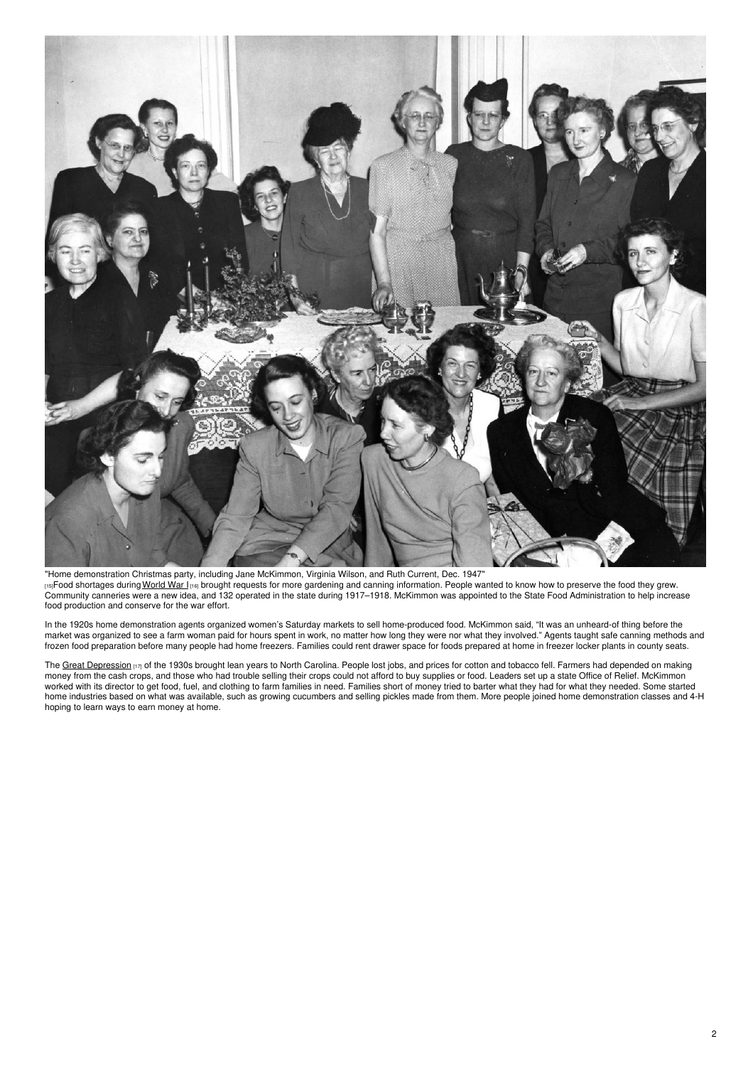"Home demonstration Christmas party, including Jane McKimmon, Virginia Wilson, and Ruth Current, Dec. 1947"

[15]Food shortages during World War I [16] brought requests for more gardening and canning information. People wanted to know how to preserve the food they grew. Community canneries were a new idea, and 132 operated in the state during 1917–1918. McKimmon was appointed to the State Food Administration to help increase food production and conserve for the war effort.

In the 1920s home demonstration agents organized women's Saturday markets to sell home-produced food. McKimmon said, "It was an unheard-of thing before the market was organized to see a farm woman paid for hours spent in work, no matter how long they were nor what they involved." Agents taught safe canning methods and frozen food preparation before many people had home freezers. Families could rent drawer space for foods prepared at home in freezer locker plants in county seats.

The Great Depression [17] of the 1930s brought lean years to North Carolina. People lost jobs, and prices for cotton and tobacco fell. Farmers had depended on making money from the cash crops, and those who had trouble selling their crops could not afford to buy supplies or food. Leaders set up a state Office of Relief. McKimmon worked with its director to get food, fuel, and clothing to farm families in need. Families short of money tried to barter what they had for what they needed. Some started home industries based on what was available, such as growing cucumbers and selling pickles made from them. More people joined home demonstration classes and 4-H hoping to learn ways to earn money at home.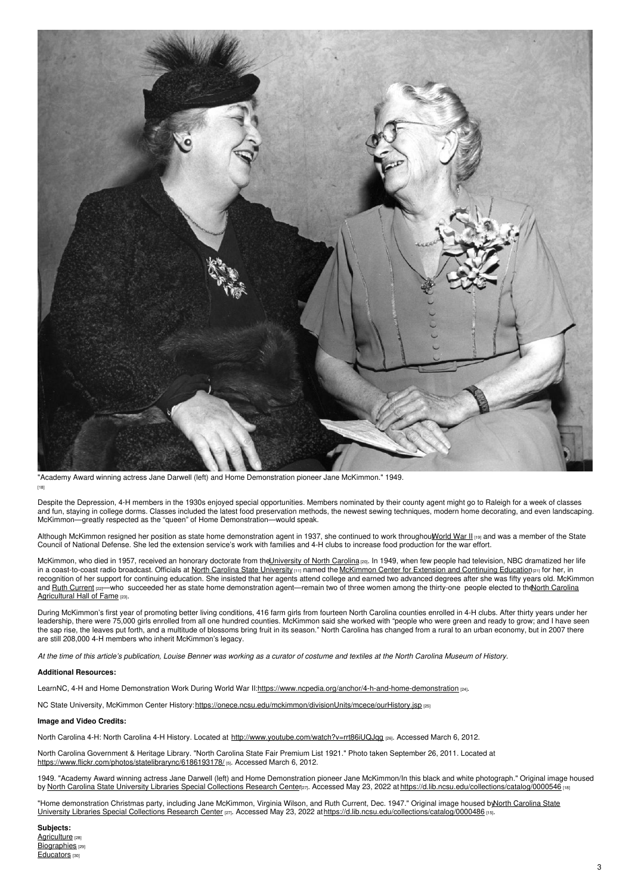"Academy Award winning actress Jane Darwell (left) and Home Demonstration pioneer Jane McKimmon." 1949. [18]

Despite the Depression, 4-H members in the 1930s enjoyed special opportunities. Members nominated by their county agent might go to Raleigh for a week of classes and fun, staying in college dorms. Classes included the latest food preservation methods, the newest sewing techniques, modern home decorating, and even landscaping. McKimmon—greatly respected as the "queen" of Home Demonstration—would speak.

Although McKimmon resigned her position as state home demonstration agent in 1937, she continued to work throughout World War II [19] and was a member of the State Council of National Defense. She led the extension service's work with families and 4-H clubs to increase food production for the war effort.

McKimmon, who died in 1957, received an honorary doctorate from the University of North Carolina [20]. In 1949, when few people had television, NBC dramatized her life in a coast-to-coast radio broadcast. Officials at North Carolina State University [11] named the McKimmon Center for Extension and Continuing Education [21] for her, in recognition of her support for continuing education. She insisted that her agents attend college and earned two advanced degrees after she was fifty years old. McKimmon and Ruth Current [22]—who succeeded her as state home demonstration agent—remain two of three women among the thirty-one people elected to the North Carolina Agricultural Hall of Fame [23].

During McKimmon's first year of promoting better living conditions, 416 farm girls from fourteen North Carolina counties enrolled in 4-H clubs. After thirty years under her leadership, there were 75,000 girls enrolled from all one hundred counties. McKimmon said she worked with "people who were green and ready to grow; and I have seen the sap rise, the leaves put forth, and a multitude of blossoms bring fruit in its season." North Carolina has changed from a rural to an urban economy, but in 2007 there are still 208,000 4-H members who inherit McKimmon's legacy.

*At the time of this article's publication, Louise Benner was working as a curator of costume and textiles at the North Carolina Museum of History.*

**Additional Resources:**

LearnNC, 4-H and Home Demonstration Work During World War II: https://www.ncpedia.org/anchor/4-h-and-home-demonstration [24].

NC State University, McKimmon Center History: https://onece.ncsu.edu/mckimmon/divisionUnits/mcece/ourHistory.jsp [25]

**Image and Video Credits:**

North Carolina 4-H: North Carolina 4-H History. Located at http://www.youtube.com/watch?v=rrt86iUQJqg [26]. Accessed March 6, 2012.

North Carolina Government & Heritage Library. "North Carolina State Fair Premium List 1921." Photo taken September 26, 2011. Located at https://www.flickr.com/photos/statelibrarync/6186193178/ [5]. Accessed March 6, 2012.

1949. "Academy Award winning actress Jane Darwell (left) and Home Demonstration pioneer Jane McKimmon/In this black and white photograph." Original image housed by North Carolina State University Libraries Special Collections Research Center [27]. Accessed May 23, 2022 at https://d.lib.ncsu.edu/collections/catalog/0000546 [18]

"Home demonstration Christmas party, including Jane McKimmon, Virginia Wilson, and Ruth Current, Dec. 1947." Original image housed by North Carolina State University Libraries Special Collections Research Center [27]. Accessed May 23, 2022 at https://d.lib.ncsu.edu/collections/catalog/0000486 [15].

**Subjects:**

Agriculture [28]
Biographies [29]
Educators [30]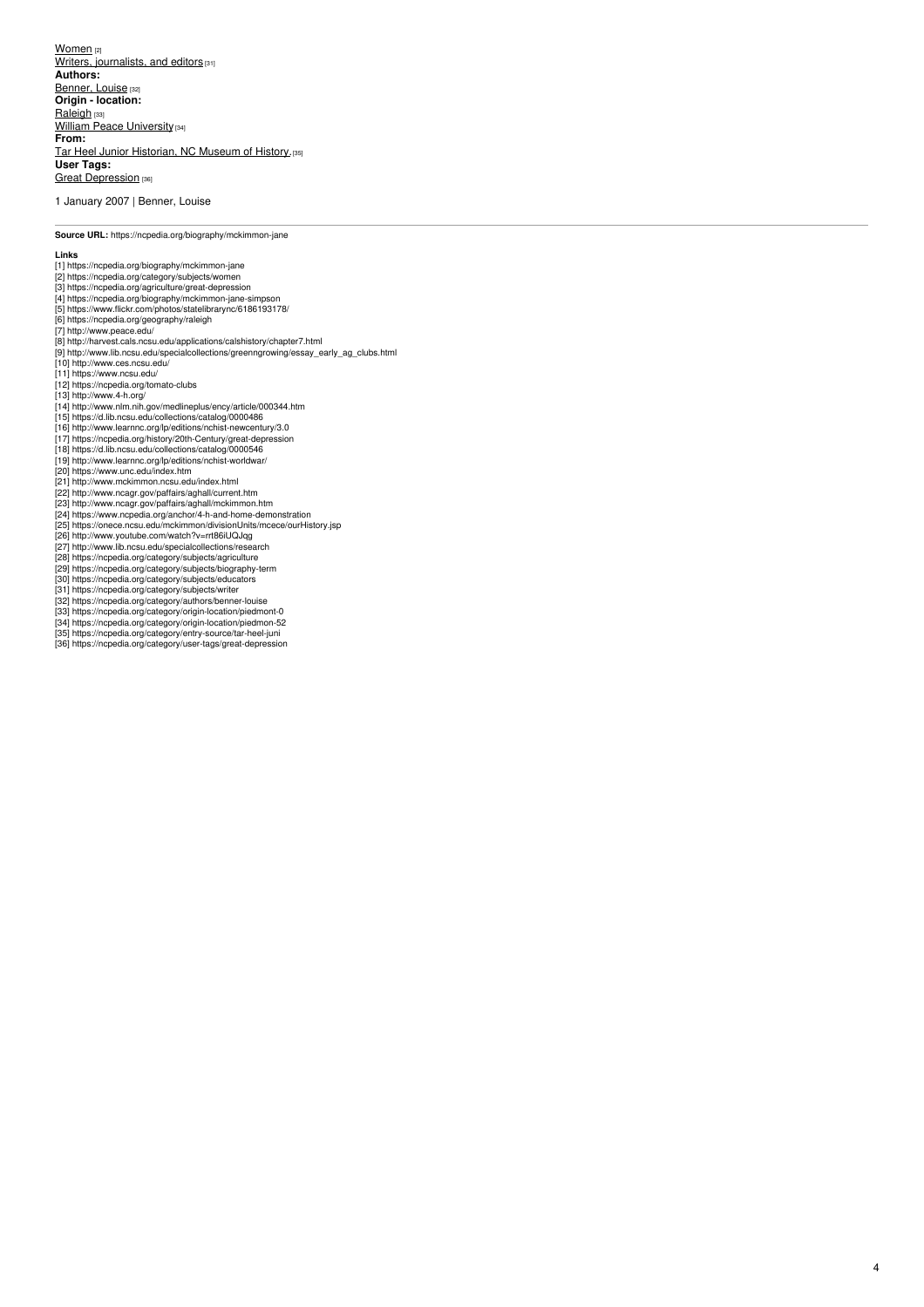[Women](https://ncpedia.org/category/subjects/women) [2]
[Writers, journalists, and editors](https://ncpedia.org/category/subjects/writer) [31]
**Authors:**
[Benner, Louise](https://ncpedia.org/category/authors/benner-louise) [32]
**Origin - location:**
[Raleigh](https://ncpedia.org/category/origin-location/piedmont-0) [33]
[William Peace University](https://ncpedia.org/category/origin-location/piedmon-52) [34]
**From:**
[Tar Heel Junior Historian, NC Museum of History.](https://ncpedia.org/category/entry-source/tar-heel-juni) [35]
**User Tags:**
[Great Depression](https://ncpedia.org/category/user-tags/great-depression) [36]

1 January 2007 | Benner, Louise

---

**Source URL:** https://ncpedia.org/biography/mckimmon-jane

**Links**
[1] https://ncpedia.org/biography/mckimmon-jane
[2] https://ncpedia.org/category/subjects/women
[3] https://ncpedia.org/agriculture/great-depression
[4] https://ncpedia.org/biography/mckimmon-jane-simpson
[5] https://www.flickr.com/photos/statelibrarync/6186193178/
[6] https://ncpedia.org/geography/raleigh
[7] http://www.peace.edu/
[8] http://harvest.cals.ncsu.edu/applications/calshistory/chapter7.html
[9] http://www.lib.ncsu.edu/specialcollections/greenngrowing/essay_early_ag_clubs.html
[10] http://www.ces.ncsu.edu/
[11] https://www.ncsu.edu/
[12] https://ncpedia.org/tomato-clubs
[13] http://www.4-h.org/
[14] http://www.nlm.nih.gov/medlineplus/ency/article/000344.htm
[15] https://d.lib.ncsu.edu/collections/catalog/0000486
[16] http://www.learnnc.org/lp/editions/nchist-newcentury/3.0
[17] https://ncpedia.org/history/20th-Century/great-depression
[18] https://d.lib.ncsu.edu/collections/catalog/0000546
[19] http://www.learnnc.org/lp/editions/nchist-worldwar/
[20] https://www.unc.edu/index.htm
[21] http://www.mckimmon.ncsu.edu/index.html
[22] http://www.ncagr.gov/paffairs/aghall/current.htm
[23] http://www.ncagr.gov/paffairs/aghall/mckimmon.htm
[24] https://www.ncpedia.org/anchor/4-h-and-home-demonstration
[25] https://onece.ncsu.edu/mckimmon/divisionUnits/mcece/ourHistory.jsp
[26] http://www.youtube.com/watch?v=rrt86iUQJqg
[27] http://www.lib.ncsu.edu/specialcollections/research
[28] https://ncpedia.org/category/subjects/agriculture
[29] https://ncpedia.org/category/subjects/biography-term
[30] https://ncpedia.org/category/subjects/educators
[31] https://ncpedia.org/category/subjects/writer
[32] https://ncpedia.org/category/authors/benner-louise
[33] https://ncpedia.org/category/origin-location/piedmont-0
[34] https://ncpedia.org/category/origin-location/piedmon-52
[35] https://ncpedia.org/category/entry-source/tar-heel-juni
[36] https://ncpedia.org/category/user-tags/great-depression